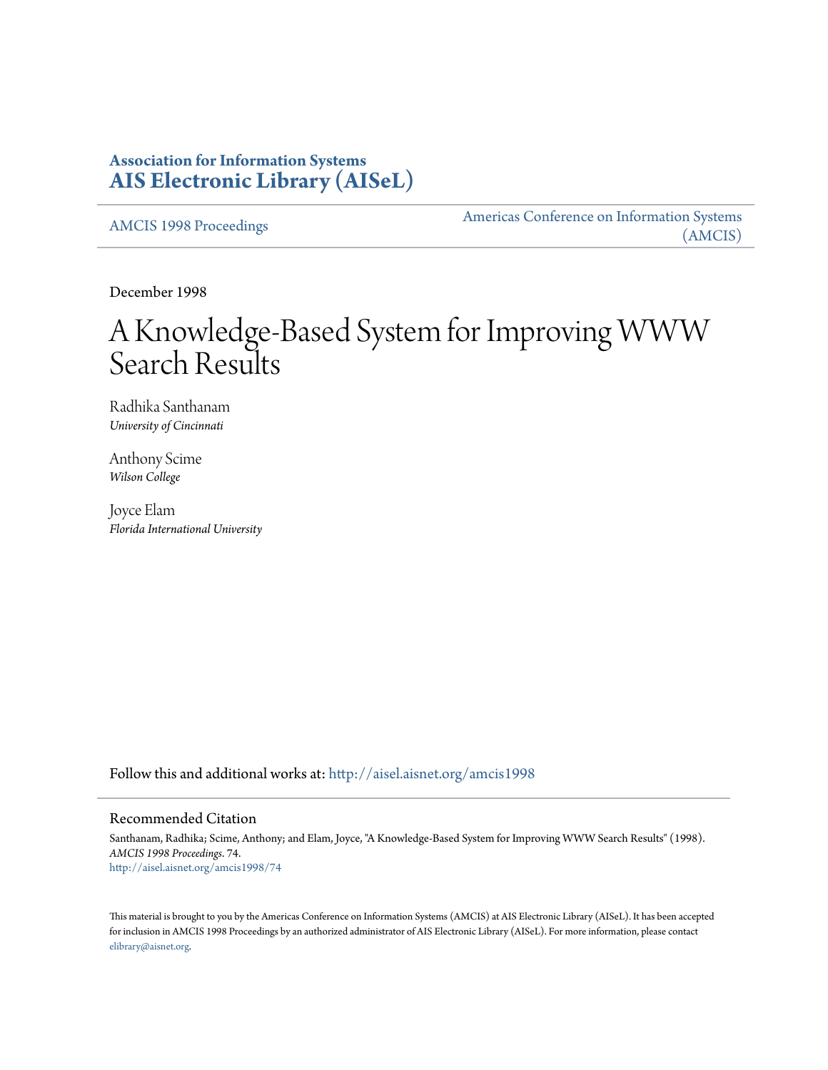**Association for Information Systems**
**AIS Electronic Library (AISeL)**

AMCIS 1998 Proceedings

Americas Conference on Information Systems (AMCIS)

December 1998

# A Knowledge-Based System for Improving WWW Search Results

Radhika Santhanam
*University of Cincinnati*

Anthony Scime
*Wilson College*

Joyce Elam
*Florida International University*

Follow this and additional works at: http://aisel.aisnet.org/amcis1998

## Recommended Citation

Santhanam, Radhika; Scime, Anthony; and Elam, Joyce, "A Knowledge-Based System for Improving WWW Search Results" (1998). *AMCIS 1998 Proceedings*. 74.
http://aisel.aisnet.org/amcis1998/74

This material is brought to you by the Americas Conference on Information Systems (AMCIS) at AIS Electronic Library (AISeL). It has been accepted for inclusion in AMCIS 1998 Proceedings by an authorized administrator of AIS Electronic Library (AISeL). For more information, please contact elibrary@aisnet.org.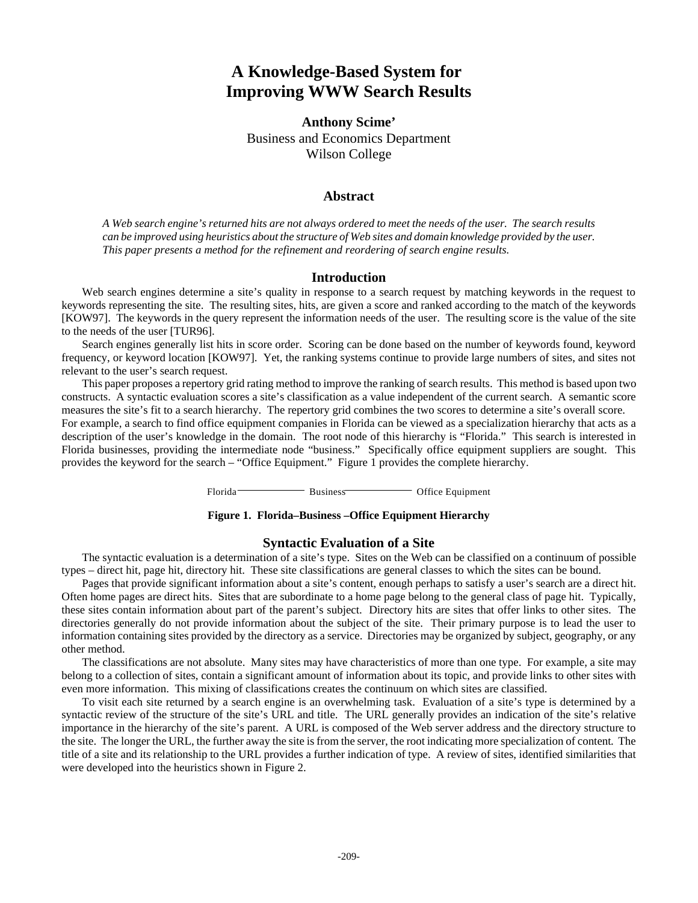# A Knowledge-Based System for Improving WWW Search Results

**Anthony Scime'**
Business and Economics Department
Wilson College

## Abstract

*A Web search engine's returned hits are not always ordered to meet the needs of the user. The search results can be improved using heuristics about the structure of Web sites and domain knowledge provided by the user. This paper presents a method for the refinement and reordering of search engine results.*

## Introduction

Web search engines determine a site's quality in response to a search request by matching keywords in the request to keywords representing the site. The resulting sites, hits, are given a score and ranked according to the match of the keywords [KOW97]. The keywords in the query represent the information needs of the user. The resulting score is the value of the site to the needs of the user [TUR96].

Search engines generally list hits in score order. Scoring can be done based on the number of keywords found, keyword frequency, or keyword location [KOW97]. Yet, the ranking systems continue to provide large numbers of sites, and sites not relevant to the user's search request.

This paper proposes a repertory grid rating method to improve the ranking of search results. This method is based upon two constructs. A syntactic evaluation scores a site's classification as a value independent of the current search. A semantic score measures the site's fit to a search hierarchy. The repertory grid combines the two scores to determine a site's overall score. For example, a search to find office equipment companies in Florida can be viewed as a specialization hierarchy that acts as a description of the user's knowledge in the domain. The root node of this hierarchy is "Florida." This search is interested in Florida businesses, providing the intermediate node "business." Specifically office equipment suppliers are sought. This provides the keyword for the search – "Office Equipment." Figure 1 provides the complete hierarchy.

Florida ——— Business ——— Office Equipment

**Figure 1. Florida–Business –Office Equipment Hierarchy**

## Syntactic Evaluation of a Site

The syntactic evaluation is a determination of a site's type. Sites on the Web can be classified on a continuum of possible types – direct hit, page hit, directory hit. These site classifications are general classes to which the sites can be bound.

Pages that provide significant information about a site's content, enough perhaps to satisfy a user's search are a direct hit. Often home pages are direct hits. Sites that are subordinate to a home page belong to the general class of page hit. Typically, these sites contain information about part of the parent's subject. Directory hits are sites that offer links to other sites. The directories generally do not provide information about the subject of the site. Their primary purpose is to lead the user to information containing sites provided by the directory as a service. Directories may be organized by subject, geography, or any other method.

The classifications are not absolute. Many sites may have characteristics of more than one type. For example, a site may belong to a collection of sites, contain a significant amount of information about its topic, and provide links to other sites with even more information. This mixing of classifications creates the continuum on which sites are classified.

To visit each site returned by a search engine is an overwhelming task. Evaluation of a site's type is determined by a syntactic review of the structure of the site's URL and title. The URL generally provides an indication of the site's relative importance in the hierarchy of the site's parent. A URL is composed of the Web server address and the directory structure to the site. The longer the URL, the further away the site is from the server, the root indicating more specialization of content. The title of a site and its relationship to the URL provides a further indication of type. A review of sites, identified similarities that were developed into the heuristics shown in Figure 2.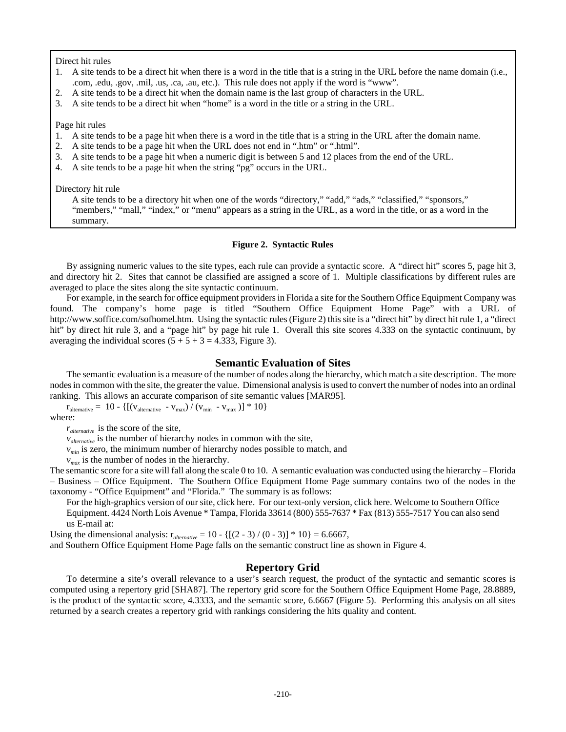Direct hit rules

1. A site tends to be a direct hit when there is a word in the title that is a string in the URL before the name domain (i.e., .com, .edu, .gov, .mil, .us, .ca, .au, etc.). This rule does not apply if the word is “www”.
2. A site tends to be a direct hit when the domain name is the last group of characters in the URL.
3. A site tends to be a direct hit when “home” is a word in the title or a string in the URL.

Page hit rules

1. A site tends to be a page hit when there is a word in the title that is a string in the URL after the domain name.
2. A site tends to be a page hit when the URL does not end in “.htm” or “.html”.
3. A site tends to be a page hit when a numeric digit is between 5 and 12 places from the end of the URL.
4. A site tends to be a page hit when the string “pg” occurs in the URL.

Directory hit rule

A site tends to be a directory hit when one of the words “directory,” “add,” “ads,” “classified,” “sponsors,” “members,” “mall,” “index,” or “menu” appears as a string in the URL, as a word in the title, or as a word in the summary.

**Figure 2. Syntactic Rules**

By assigning numeric values to the site types, each rule can provide a syntactic score. A “direct hit” scores 5, page hit 3, and directory hit 2. Sites that cannot be classified are assigned a score of 1. Multiple classifications by different rules are averaged to place the sites along the site syntactic continuum.

For example, in the search for office equipment providers in Florida a site for the Southern Office Equipment Company was found. The company’s home page is titled “Southern Office Equipment Home Page” with a URL of http://www.soffice.com/sofhomel.htm. Using the syntactic rules (Figure 2) this site is a “direct hit” by direct hit rule 1, a “direct hit” by direct hit rule 3, and a “page hit” by page hit rule 1. Overall this site scores 4.333 on the syntactic continuum, by averaging the individual scores (5 + 5 + 3 = 4.333, Figure 3).

## Semantic Evaluation of Sites

The semantic evaluation is a measure of the number of nodes along the hierarchy, which match a site description. The more nodes in common with the site, the greater the value. Dimensional analysis is used to convert the number of nodes into an ordinal ranking. This allows an accurate comparison of site semantic values [MAR95].

$$r_{alternative} = 10 - \{[(v_{alternative} - v_{max}) / (v_{min} - v_{max})] * 10\}$$

where:

$r_{alternative}$ is the score of the site,

$v_{alternative}$ is the number of hierarchy nodes in common with the site,

$v_{min}$ is zero, the minimum number of hierarchy nodes possible to match, and

$v_{max}$ is the number of nodes in the hierarchy.

The semantic score for a site will fall along the scale 0 to 10. A semantic evaluation was conducted using the hierarchy – Florida – Business – Office Equipment. The Southern Office Equipment Home Page summary contains two of the nodes in the taxonomy - “Office Equipment” and “Florida.” The summary is as follows:

For the high-graphics version of our site, click here. For our text-only version, click here. Welcome to Southern Office Equipment. 4424 North Lois Avenue * Tampa, Florida 33614 (800) 555-7637 * Fax (813) 555-7517 You can also send us E-mail at:

Using the dimensional analysis: $r_{alternative} = 10 - \{[(2 - 3) / (0 - 3)] * 10\} = 6.6667$,

and Southern Office Equipment Home Page falls on the semantic construct line as shown in Figure 4.

## Repertory Grid

To determine a site’s overall relevance to a user’s search request, the product of the syntactic and semantic scores is computed using a repertory grid [SHA87]. The repertory grid score for the Southern Office Equipment Home Page, 28.8889, is the product of the syntactic score, 4.3333, and the semantic score, 6.6667 (Figure 5). Performing this analysis on all sites returned by a search creates a repertory grid with rankings considering the hits quality and content.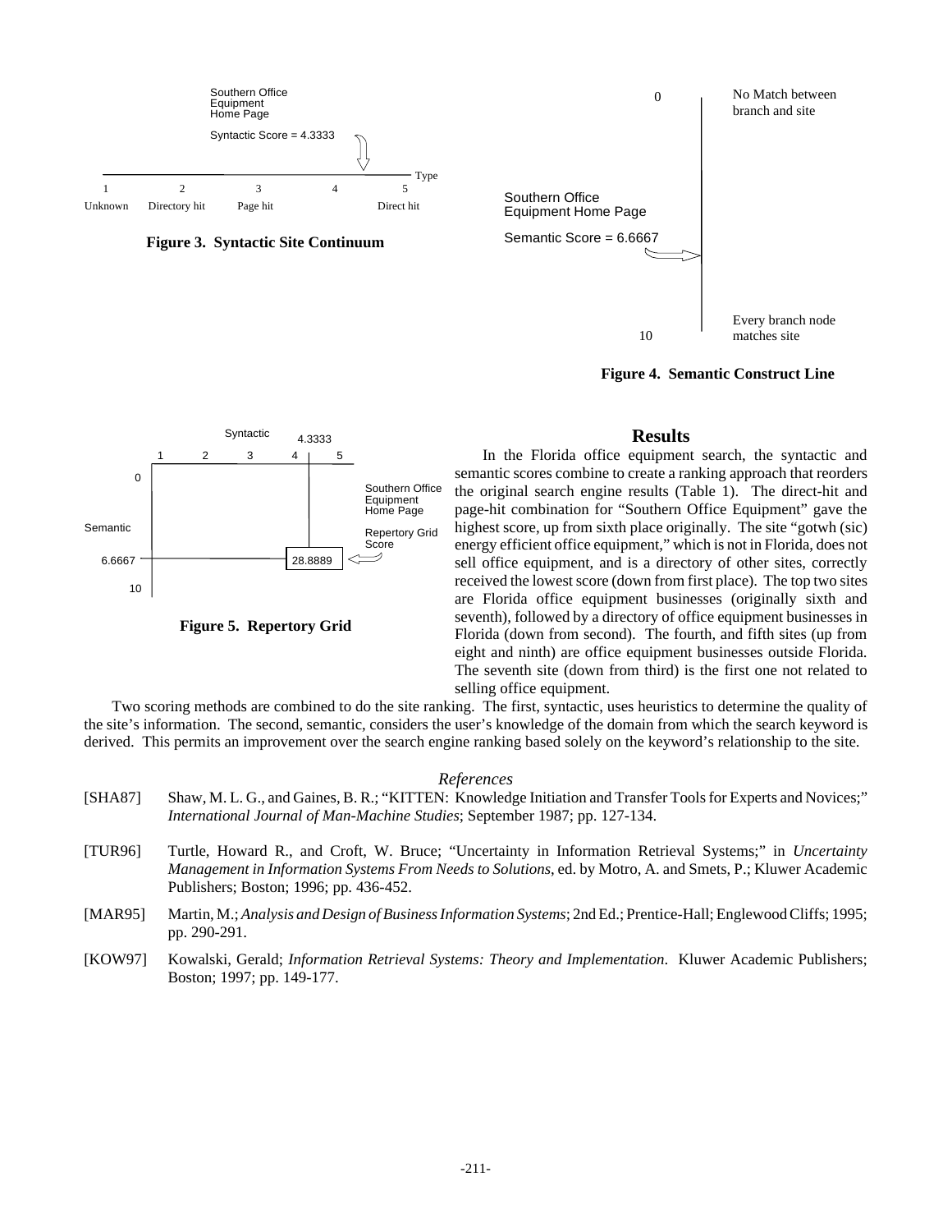Southern Office Equipment Home Page

Syntactic Score = 4.3333

| 1 | 2 | 3 | 4 | 5 |
|---|---|---|---|---|
| Unknown | Directory hit | Page hit | | Direct hit |

Type

**Figure 3. Syntactic Site Continuum**

0 — No Match between branch and site

Southern Office Equipment Home Page

Semantic Score = 6.6667

10 — Every branch node matches site

**Figure 4. Semantic Construct Line**

Syntactic: 1 2 3 4 5 (4.3333)

Semantic: 0, 6.6667, 10

Southern Office Equipment Home Page

Repertory Grid Score: 28.8889

**Figure 5. Repertory Grid**

## Results

In the Florida office equipment search, the syntactic and semantic scores combine to create a ranking approach that reorders the original search engine results (Table 1). The direct-hit and page-hit combination for "Southern Office Equipment" gave the highest score, up from sixth place originally. The site "gotwh (sic) energy efficient office equipment," which is not in Florida, does not sell office equipment, and is a directory of other sites, correctly received the lowest score (down from first place). The top two sites are Florida office equipment businesses (originally sixth and seventh), followed by a directory of office equipment businesses in Florida (down from second). The fourth, and fifth sites (up from eight and ninth) are office equipment businesses outside Florida. The seventh site (down from third) is the first one not related to selling office equipment.

Two scoring methods are combined to do the site ranking. The first, syntactic, uses heuristics to determine the quality of the site's information. The second, semantic, considers the user's knowledge of the domain from which the search keyword is derived. This permits an improvement over the search engine ranking based solely on the keyword's relationship to the site.

### *References*

[SHA87] Shaw, M. L. G., and Gaines, B. R.; "KITTEN: Knowledge Initiation and Transfer Tools for Experts and Novices;" *International Journal of Man-Machine Studies*; September 1987; pp. 127-134.

[TUR96] Turtle, Howard R., and Croft, W. Bruce; "Uncertainty in Information Retrieval Systems;" in *Uncertainty Management in Information Systems From Needs to Solutions*, ed. by Motro, A. and Smets, P.; Kluwer Academic Publishers; Boston; 1996; pp. 436-452.

[MAR95] Martin, M.; *Analysis and Design of Business Information Systems*; 2nd Ed.; Prentice-Hall; Englewood Cliffs; 1995; pp. 290-291.

[KOW97] Kowalski, Gerald; *Information Retrieval Systems: Theory and Implementation*. Kluwer Academic Publishers; Boston; 1997; pp. 149-177.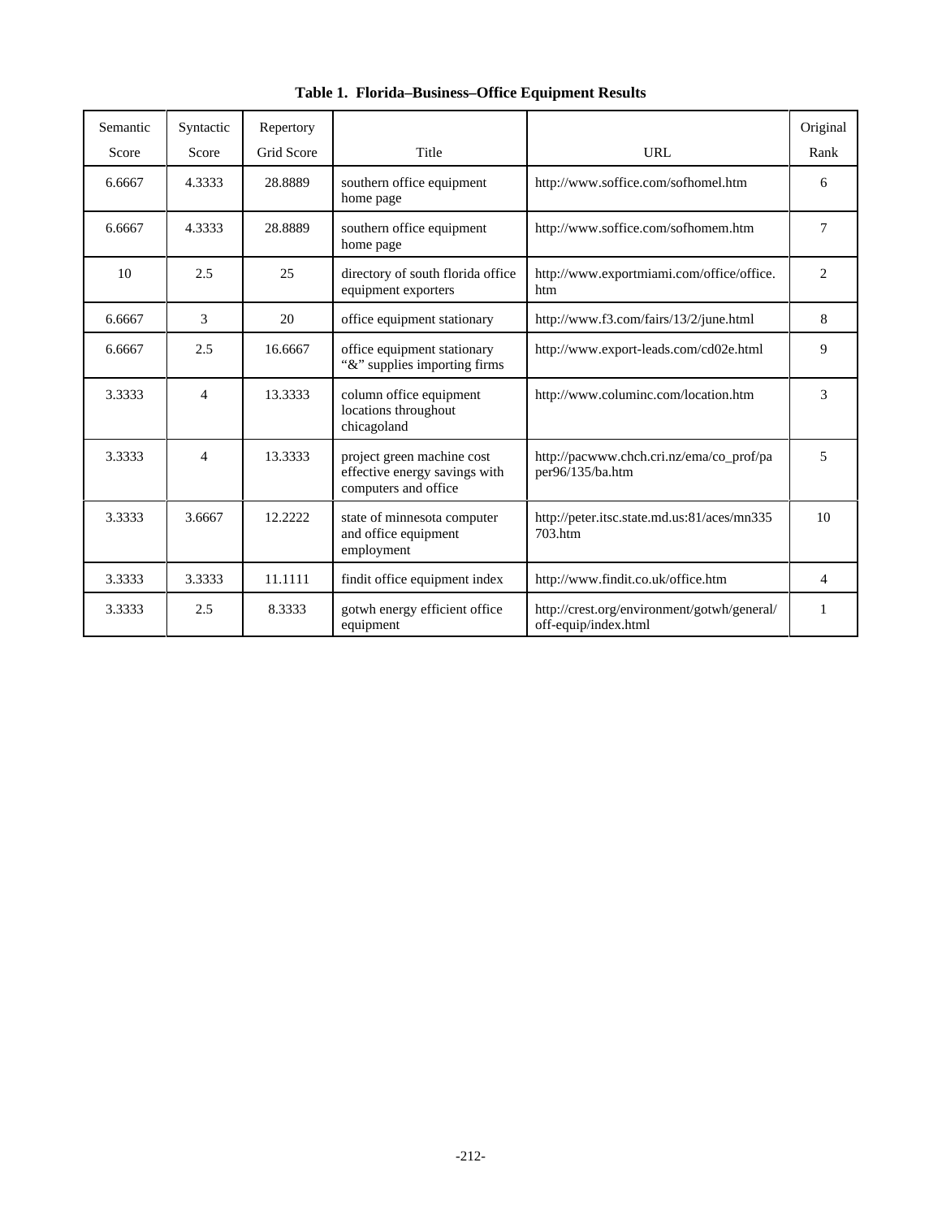**Table 1. Florida–Business–Office Equipment Results**

| Semantic Score | Syntactic Score | Repertory Grid Score | Title | URL | Original Rank |
|---|---|---|---|---|---|
| 6.6667 | 4.3333 | 28.8889 | southern office equipment home page | http://www.soffice.com/sofhomel.htm | 6 |
| 6.6667 | 4.3333 | 28.8889 | southern office equipment home page | http://www.soffice.com/sofhomem.htm | 7 |
| 10 | 2.5 | 25 | directory of south florida office equipment exporters | http://www.exportmiami.com/office/office.htm | 2 |
| 6.6667 | 3 | 20 | office equipment stationary | http://www.f3.com/fairs/13/2/june.html | 8 |
| 6.6667 | 2.5 | 16.6667 | office equipment stationary "&" supplies importing firms | http://www.export-leads.com/cd02e.html | 9 |
| 3.3333 | 4 | 13.3333 | column office equipment locations throughout chicagoland | http://www.columinc.com/location.htm | 3 |
| 3.3333 | 4 | 13.3333 | project green machine cost effective energy savings with computers and office | http://pacwww.chch.cri.nz/ema/co_prof/paper96/135/ba.htm | 5 |
| 3.3333 | 3.6667 | 12.2222 | state of minnesota computer and office equipment employment | http://peter.itsc.state.md.us:81/aces/mn335703.htm | 10 |
| 3.3333 | 3.3333 | 11.1111 | findit office equipment index | http://www.findit.co.uk/office.htm | 4 |
| 3.3333 | 2.5 | 8.3333 | gotwh energy efficient office equipment | http://crest.org/environment/gotwh/general/off-equip/index.html | 1 |